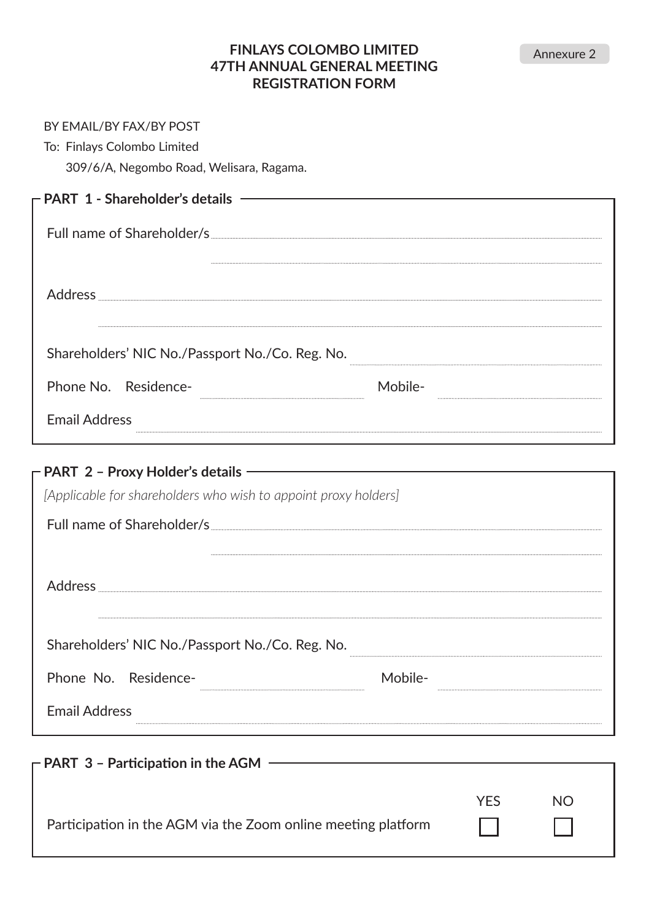Annexure 2

# FINLAYS COLOMBO LIMITED
# 47TH ANNUAL GENERAL MEETING
# REGISTRATION FORM

BY EMAIL/BY FAX/BY POST

To: Finlays Colombo Limited

309/6/A, Negombo Road, Welisara, Ragama.

## PART 1 - Shareholder's details

Full name of Shareholder/s ..............................................................................................

..............................................................................................

Address ..............................................................................................

..............................................................................................

Shareholders' NIC No./Passport No./Co. Reg. No. ..............................................

Phone No. Residence- .............................................. Mobile- ..............................................

Email Address ..............................................................................................

## PART 2 – Proxy Holder's details

*[Applicable for shareholders who wish to appoint proxy holders]*

Full name of Shareholder/s ..............................................................................................

..............................................................................................

Address ..............................................................................................

..............................................................................................

Shareholders' NIC No./Passport No./Co. Reg. No. ..............................................

Phone No. Residence- .............................................. Mobile- ..............................................

Email Address ..............................................................................................

## PART 3 – Participation in the AGM

| | YES | NO |
|---|---|---|
| Participation in the AGM via the Zoom online meeting platform | ☐ | ☐ |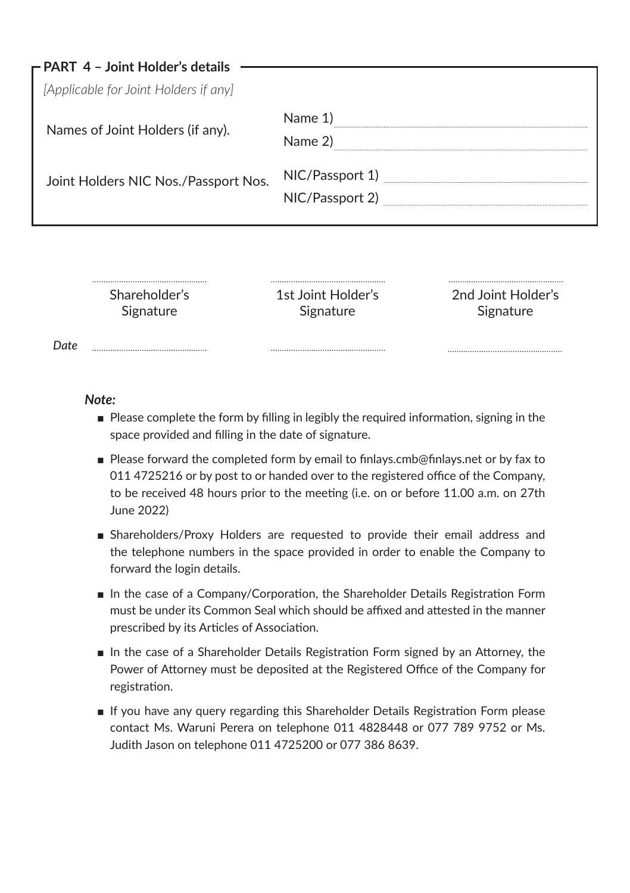## PART 4 – Joint Holder's details

*[Applicable for Joint Holders if any]*

| | |
|---|---|
| Names of Joint Holders (if any). | Name 1) ............................................ |
| | Name 2) ............................................ |
| Joint Holders NIC Nos./Passport Nos. | NIC/Passport 1) ............................................ |
| | NIC/Passport 2) ............................................ |

| | | | |
|---|---|---|---|
| | ............................................ | ............................................ | ............................................ |
| | Shareholder's Signature | 1st Joint Holder's Signature | 2nd Joint Holder's Signature |
| *Date* | ............................................ | ............................................ | ............................................ |

***Note:***

- Please complete the form by filling in legibly the required information, signing in the space provided and filling in the date of signature.
- Please forward the completed form by email to finlays.cmb@finlays.net or by fax to 011 4725216 or by post to or handed over to the registered office of the Company, to be received 48 hours prior to the meeting (i.e. on or before 11.00 a.m. on 27th June 2022)
- Shareholders/Proxy Holders are requested to provide their email address and the telephone numbers in the space provided in order to enable the Company to forward the login details.
- In the case of a Company/Corporation, the Shareholder Details Registration Form must be under its Common Seal which should be affixed and attested in the manner prescribed by its Articles of Association.
- In the case of a Shareholder Details Registration Form signed by an Attorney, the Power of Attorney must be deposited at the Registered Office of the Company for registration.
- If you have any query regarding this Shareholder Details Registration Form please contact Ms. Waruni Perera on telephone 011 4828448 or 077 789 9752 or Ms. Judith Jason on telephone 011 4725200 or 077 386 8639.